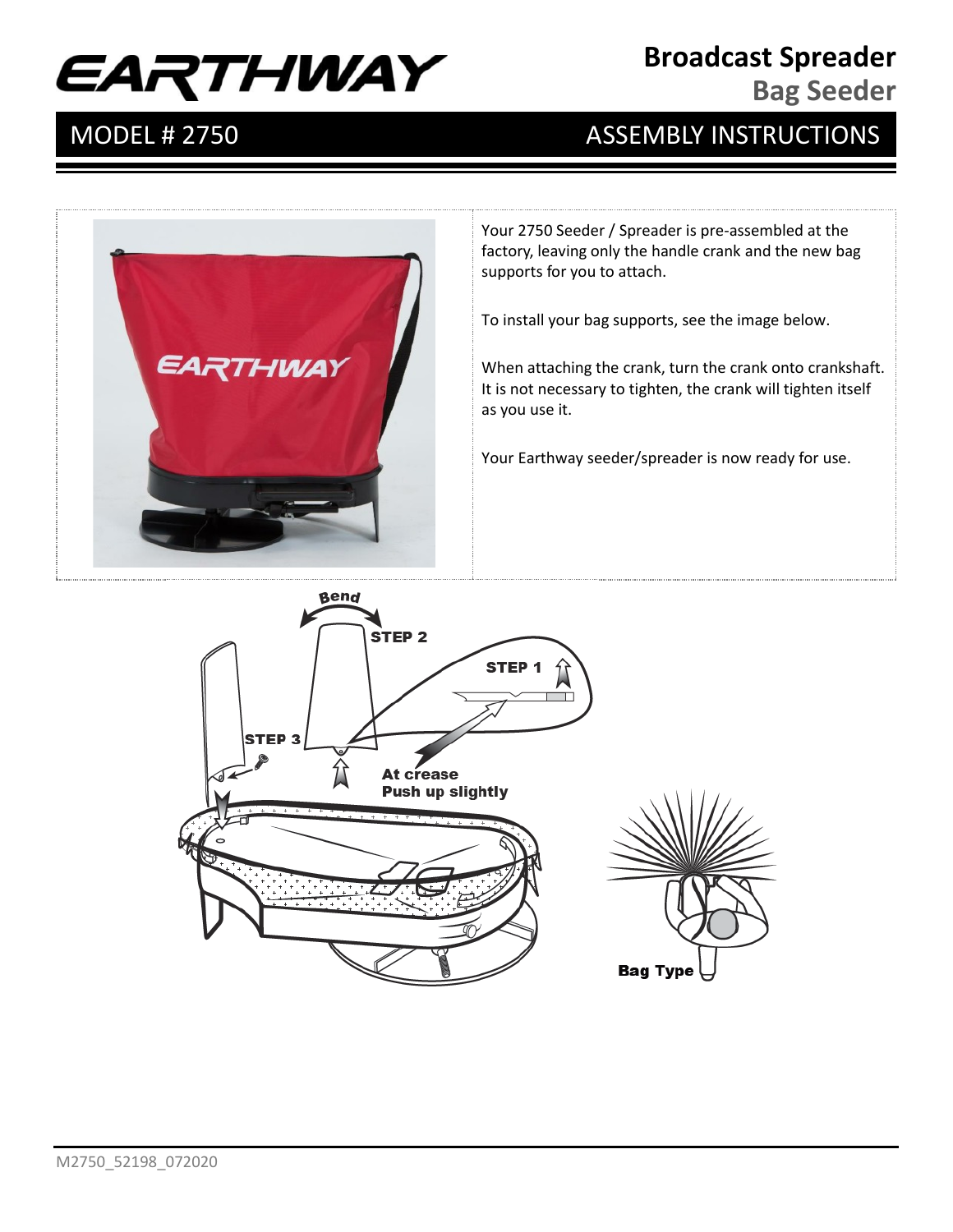# EARTHWAY

## Broadcast Spreader

### Bag Seeder

**MODEL # 2750** | **ASSEMBLY INSTRUCTIONS**

Your 2750 Seeder / Spreader is pre-assembled at the factory, leaving only the handle crank and the new bag supports for you to attach.

To install your bag supports, see the image below.

When attaching the crank, turn the crank onto crankshaft. It is not necessary to tighten, the crank will tighten itself as you use it.

Your Earthway seeder/spreader is now ready for use.

Bend

STEP 2

STEP 1

STEP 3

At crease
Push up slightly

Bag Type

M2750_52198_072020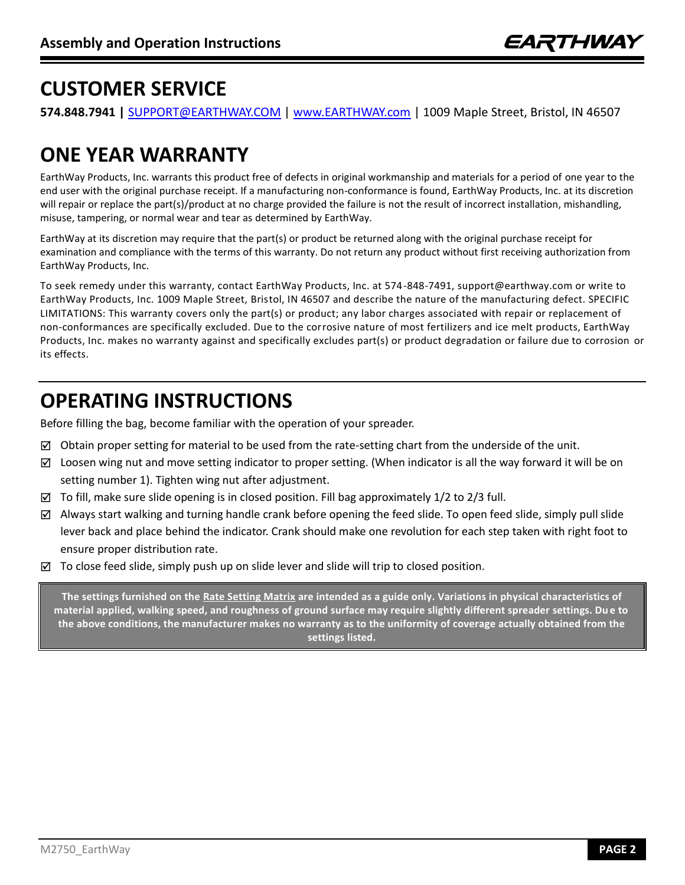# CUSTOMER SERVICE

**574.848.7941 |** SUPPORT@EARTHWAY.COM | www.EARTHWAY.com | 1009 Maple Street, Bristol, IN 46507

# ONE YEAR WARRANTY

EarthWay Products, Inc. warrants this product free of defects in original workmanship and materials for a period of one year to the end user with the original purchase receipt. If a manufacturing non-conformance is found, EarthWay Products, Inc. at its discretion will repair or replace the part(s)/product at no charge provided the failure is not the result of incorrect installation, mishandling, misuse, tampering, or normal wear and tear as determined by EarthWay.

EarthWay at its discretion may require that the part(s) or product be returned along with the original purchase receipt for examination and compliance with the terms of this warranty. Do not return any product without first receiving authorization from EarthWay Products, Inc.

To seek remedy under this warranty, contact EarthWay Products, Inc. at 574-848-7491, support@earthway.com or write to EarthWay Products, Inc. 1009 Maple Street, Bristol, IN 46507 and describe the nature of the manufacturing defect. SPECIFIC LIMITATIONS: This warranty covers only the part(s) or product; any labor charges associated with repair or replacement of non-conformances are specifically excluded. Due to the corrosive nature of most fertilizers and ice melt products, EarthWay Products, Inc. makes no warranty against and specifically excludes part(s) or product degradation or failure due to corrosion or its effects.

# OPERATING INSTRUCTIONS

Before filling the bag, become familiar with the operation of your spreader.

- ☑ Obtain proper setting for material to be used from the rate-setting chart from the underside of the unit.
- ☑ Loosen wing nut and move setting indicator to proper setting. (When indicator is all the way forward it will be on setting number 1). Tighten wing nut after adjustment.
- ☑ To fill, make sure slide opening is in closed position. Fill bag approximately 1/2 to 2/3 full.
- ☑ Always start walking and turning handle crank before opening the feed slide. To open feed slide, simply pull slide lever back and place behind the indicator. Crank should make one revolution for each step taken with right foot to ensure proper distribution rate.
- ☑ To close feed slide, simply push up on slide lever and slide will trip to closed position.

**The settings furnished on the Rate Setting Matrix are intended as a guide only. Variations in physical characteristics of material applied, walking speed, and roughness of ground surface may require slightly different spreader settings. Due to the above conditions, the manufacturer makes no warranty as to the uniformity of coverage actually obtained from the settings listed.**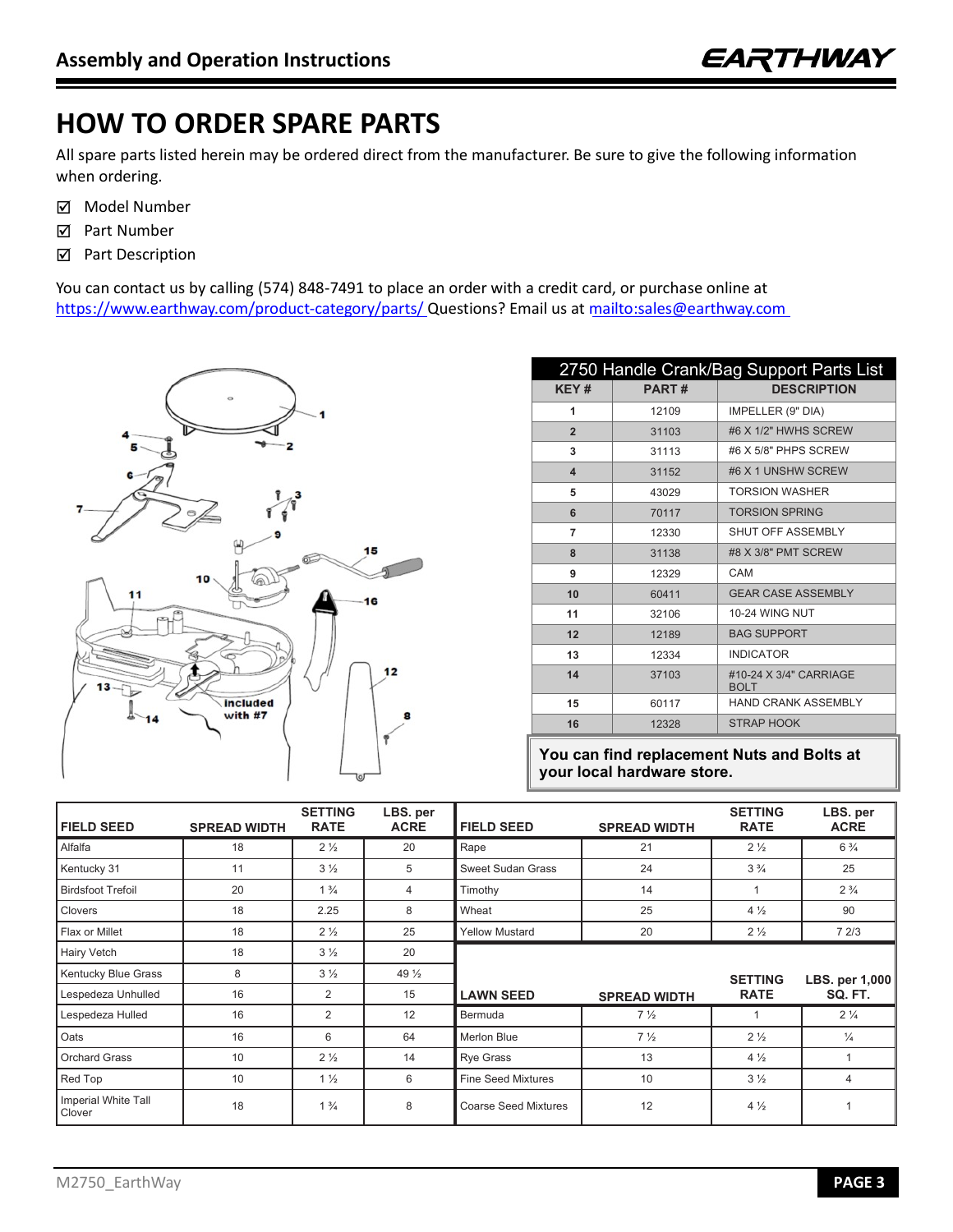# HOW TO ORDER SPARE PARTS

All spare parts listed herein may be ordered direct from the manufacturer. Be sure to give the following information when ordering.

- ☑ Model Number
- ☑ Part Number
- ☑ Part Description

You can contact us by calling (574) 848-7491 to place an order with a credit card, or purchase online at https://www.earthway.com/product-category/parts/ Questions? Email us at mailto:sales@earthway.com

| 2750 Handle Crank/Bag Support Parts List | | |
|---|---|---|
| **KEY #** | **PART #** | **DESCRIPTION** |
| 1 | 12109 | IMPELLER (9" DIA) |
| 2 | 31103 | #6 X 1/2" HWHS SCREW |
| 3 | 31113 | #6 X 5/8" PHPS SCREW |
| 4 | 31152 | #6 X 1 UNSHW SCREW |
| 5 | 43029 | TORSION WASHER |
| 6 | 70117 | TORSION SPRING |
| 7 | 12330 | SHUT OFF ASSEMBLY |
| 8 | 31138 | #8 X 3/8" PMT SCREW |
| 9 | 12329 | CAM |
| 10 | 60411 | GEAR CASE ASSEMBLY |
| 11 | 32106 | 10-24 WING NUT |
| 12 | 12189 | BAG SUPPORT |
| 13 | 12334 | INDICATOR |
| 14 | 37103 | #10-24 X 3/4" CARRIAGE BOLT |
| 15 | 60117 | HAND CRANK ASSEMBLY |
| 16 | 12328 | STRAP HOOK |

**You can find replacement Nuts and Bolts at your local hardware store.**

| FIELD SEED | SPREAD WIDTH | SETTING RATE | LBS. per ACRE | FIELD SEED | SPREAD WIDTH | SETTING RATE | LBS. per ACRE |
|---|---|---|---|---|---|---|---|
| Alfalfa | 18 | 2 ½ | 20 | Rape | 21 | 2 ½ | 6 ¾ |
| Kentucky 31 | 11 | 3 ½ | 5 | Sweet Sudan Grass | 24 | 3 ¾ | 25 |
| Birdsfoot Trefoil | 20 | 1 ¾ | 4 | Timothy | 14 | 1 | 2 ¾ |
| Clovers | 18 | 2.25 | 8 | Wheat | 25 | 4 ½ | 90 |
| Flax or Millet | 18 | 2 ½ | 25 | Yellow Mustard | 20 | 2 ½ | 7 2/3 |
| Hairy Vetch | 18 | 3 ½ | 20 | | | | |
| Kentucky Blue Grass | 8 | 3 ½ | 49 ½ | | | | |
| Lespedeza Unhulled | 16 | 2 | 15 | **LAWN SEED** | **SPREAD WIDTH** | **SETTING RATE** | **LBS. per 1,000 SQ. FT.** |
| Lespedeza Hulled | 16 | 2 | 12 | Bermuda | 7 ½ | 1 | 2 ¼ |
| Oats | 16 | 6 | 64 | Merlon Blue | 7 ½ | 2 ½ | ¼ |
| Orchard Grass | 10 | 2 ½ | 14 | Rye Grass | 13 | 4 ½ | 1 |
| Red Top | 10 | 1 ½ | 6 | Fine Seed Mixtures | 10 | 3 ½ | 4 |
| Imperial White Tall Clover | 18 | 1 ¾ | 8 | Coarse Seed Mixtures | 12 | 4 ½ | 1 |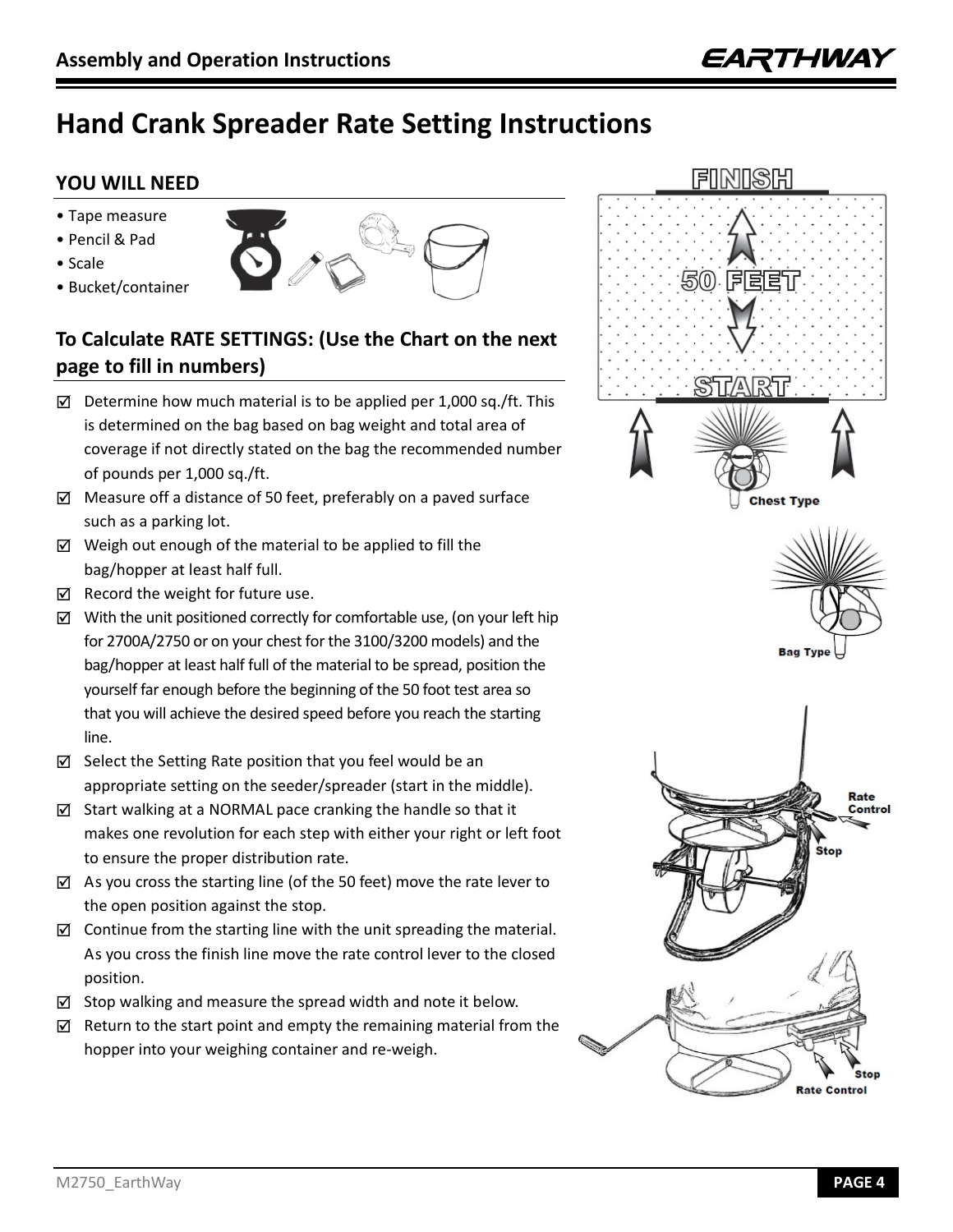# Hand Crank Spreader Rate Setting Instructions

## YOU WILL NEED

- Tape measure
- Pencil & Pad
- Scale
- Bucket/container

## To Calculate RATE SETTINGS: (Use the Chart on the next page to fill in numbers)

- ☑ Determine how much material is to be applied per 1,000 sq./ft. This is determined on the bag based on bag weight and total area of coverage if not directly stated on the bag the recommended number of pounds per 1,000 sq./ft.
- ☑ Measure off a distance of 50 feet, preferably on a paved surface such as a parking lot.
- ☑ Weigh out enough of the material to be applied to fill the bag/hopper at least half full.
- ☑ Record the weight for future use.
- ☑ With the unit positioned correctly for comfortable use, (on your left hip for 2700A/2750 or on your chest for the 3100/3200 models) and the bag/hopper at least half full of the material to be spread, position the yourself far enough before the beginning of the 50 foot test area so that you will achieve the desired speed before you reach the starting line.
- ☑ Select the Setting Rate position that you feel would be an appropriate setting on the seeder/spreader (start in the middle).
- ☑ Start walking at a NORMAL pace cranking the handle so that it makes one revolution for each step with either your right or left foot to ensure the proper distribution rate.
- ☑ As you cross the starting line (of the 50 feet) move the rate lever to the open position against the stop.
- ☑ Continue from the starting line with the unit spreading the material. As you cross the finish line move the rate control lever to the closed position.
- ☑ Stop walking and measure the spread width and note it below.
- ☑ Return to the start point and empty the remaining material from the hopper into your weighing container and re-weigh.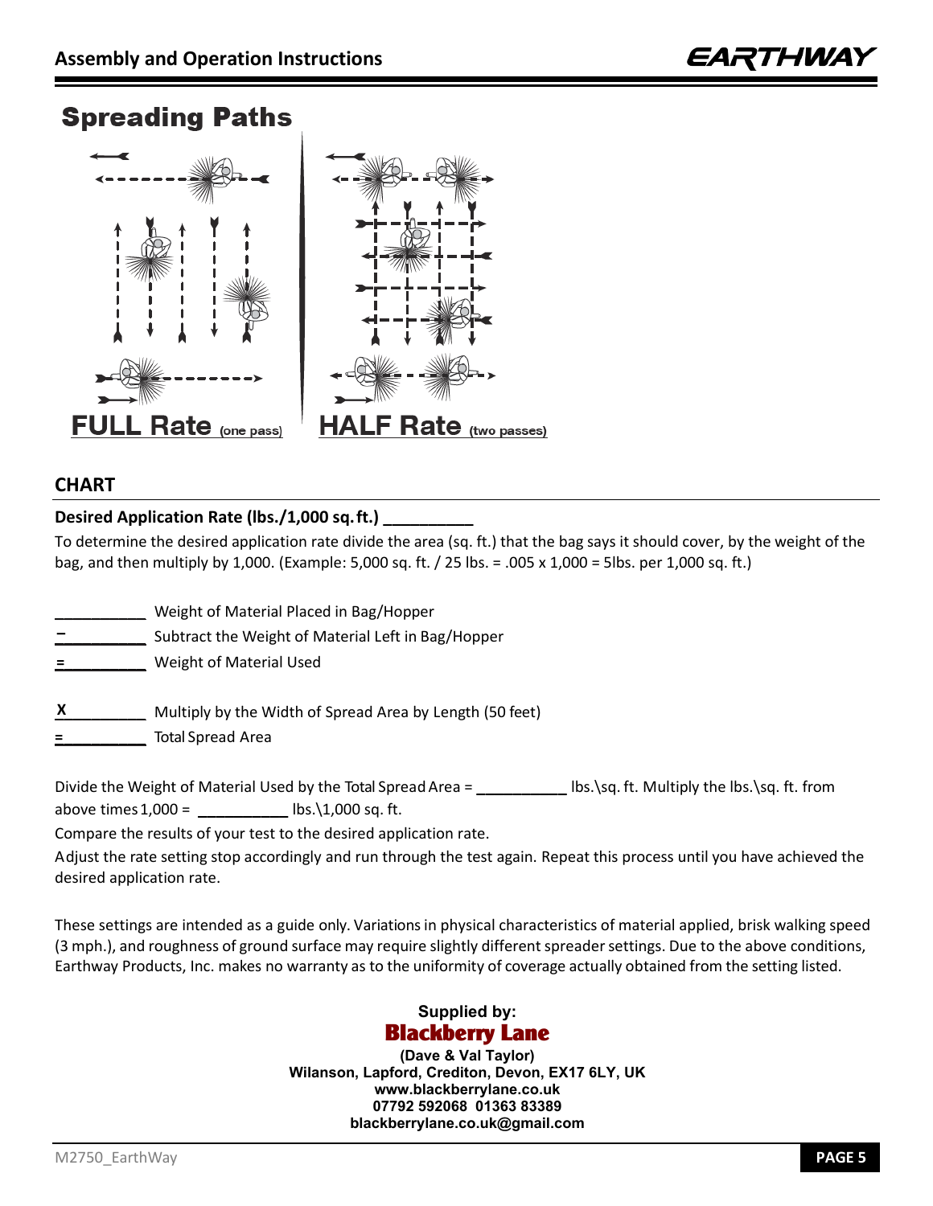## Spreading Paths

FULL Rate (one pass)

HALF Rate (two passes)

## CHART

**Desired Application Rate (lbs./1,000 sq. ft.) __________**

To determine the desired application rate divide the area (sq. ft.) that the bag says it should cover, by the weight of the bag, and then multiply by 1,000. (Example: 5,000 sq. ft. / 25 lbs. = .005 x 1,000 = 5lbs. per 1,000 sq. ft.)

___________ Weight of Material Placed in Bag/Hopper

–__________ Subtract the Weight of Material Left in Bag/Hopper

=__________ Weight of Material Used

X__________ Multiply by the Width of Spread Area by Length (50 feet)

=__________ Total Spread Area

Divide the Weight of Material Used by the Total Spread Area = ___________ lbs.\sq. ft. Multiply the lbs.\sq. ft. from above times 1,000 = ___________ lbs.\1,000 sq. ft.

Compare the results of your test to the desired application rate.

Adjust the rate setting stop accordingly and run through the test again. Repeat this process until you have achieved the desired application rate.

These settings are intended as a guide only. Variations in physical characteristics of material applied, brisk walking speed (3 mph.), and roughness of ground surface may require slightly different spreader settings. Due to the above conditions, Earthway Products, Inc. makes no warranty as to the uniformity of coverage actually obtained from the setting listed.

**Supplied by:**

**Blackberry Lane**

**(Dave & Val Taylor)**
**Wilanson, Lapford, Crediton, Devon, EX17 6LY, UK**
**www.blackberrylane.co.uk**
**07792 592068 01363 83389**
**blackberrylane.co.uk@gmail.com**